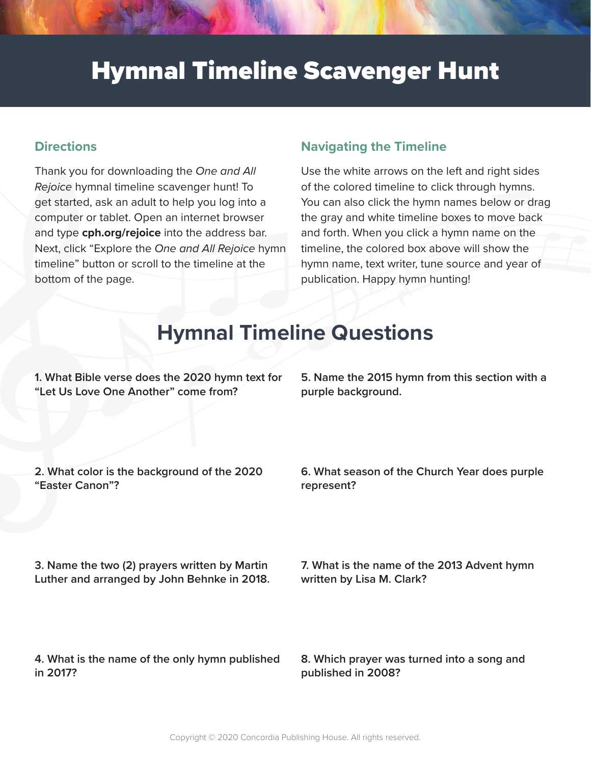# Hymnal Timeline Scavenger Hunt

## Directions

Thank you for downloading the *One and All Rejoice* hymnal timeline scavenger hunt! To get started, ask an adult to help you log into a computer or tablet. Open an internet browser and type **cph.org/rejoice** into the address bar. Next, click "Explore the *One and All Rejoice* hymn timeline" button or scroll to the timeline at the bottom of the page.

## Navigating the Timeline

Use the white arrows on the left and right sides of the colored timeline to click through hymns. You can also click the hymn names below or drag the gray and white timeline boxes to move back and forth. When you click a hymn name on the timeline, the colored box above will show the hymn name, text writer, tune source and year of publication. Happy hymn hunting!

## Hymnal Timeline Questions

**1. What Bible verse does the 2020 hymn text for "Let Us Love One Another" come from?**

**2. What color is the background of the 2020 "Easter Canon"?**

**3. Name the two (2) prayers written by Martin Luther and arranged by John Behnke in 2018.**

**4. What is the name of the only hymn published in 2017?**

**5. Name the 2015 hymn from this section with a purple background.**

**6. What season of the Church Year does purple represent?**

**7. What is the name of the 2013 Advent hymn written by Lisa M. Clark?**

**8. Which prayer was turned into a song and published in 2008?**

Copyright © 2020 Concordia Publishing House. All rights reserved.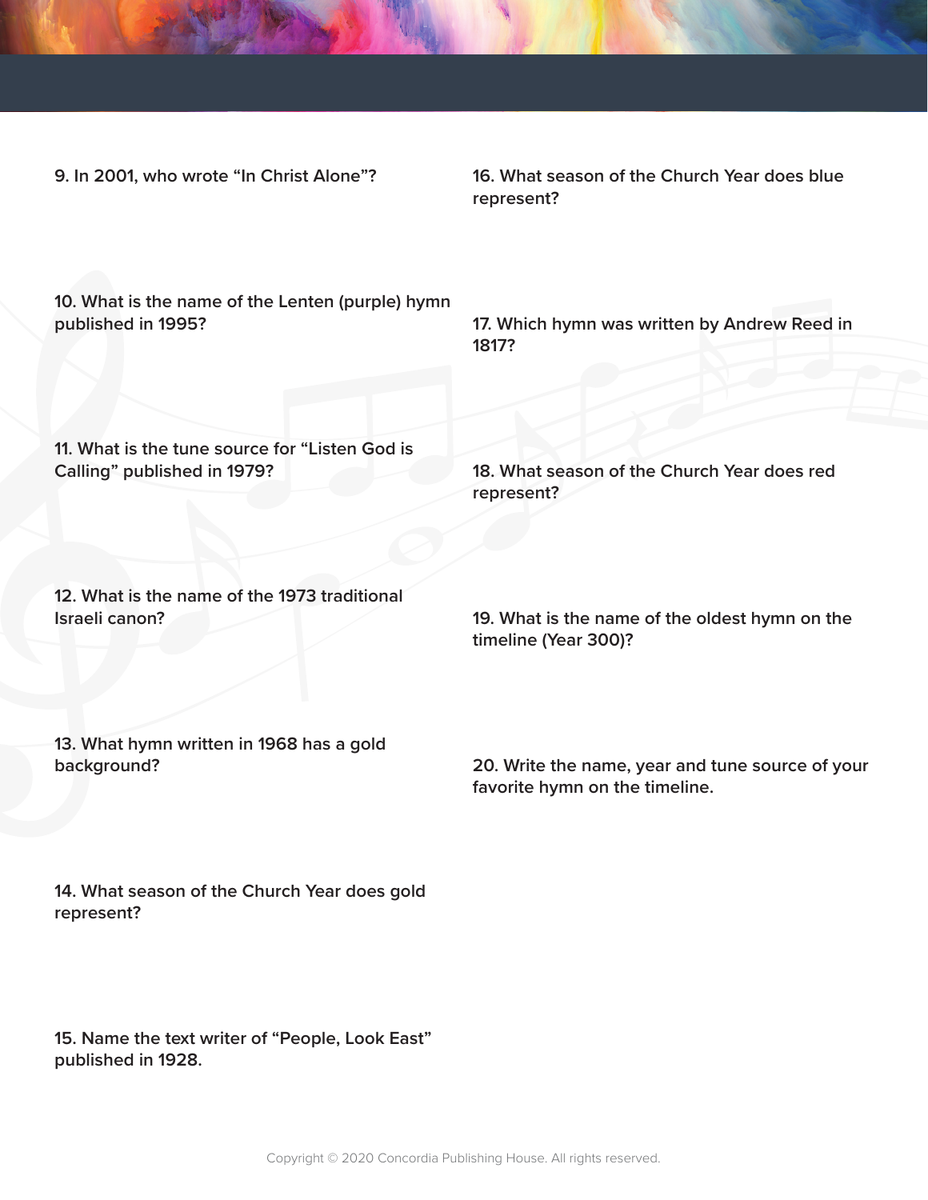9. In 2001, who wrote "In Christ Alone"?

10. What is the name of the Lenten (purple) hymn published in 1995?

11. What is the tune source for "Listen God is Calling" published in 1979?

12. What is the name of the 1973 traditional Israeli canon?

13. What hymn written in 1968 has a gold background?

14. What season of the Church Year does gold represent?

15. Name the text writer of "People, Look East" published in 1928.

16. What season of the Church Year does blue represent?

17. Which hymn was written by Andrew Reed in 1817?

18. What season of the Church Year does red represent?

19. What is the name of the oldest hymn on the timeline (Year 300)?

20. Write the name, year and tune source of your favorite hymn on the timeline.

Copyright © 2020 Concordia Publishing House. All rights reserved.